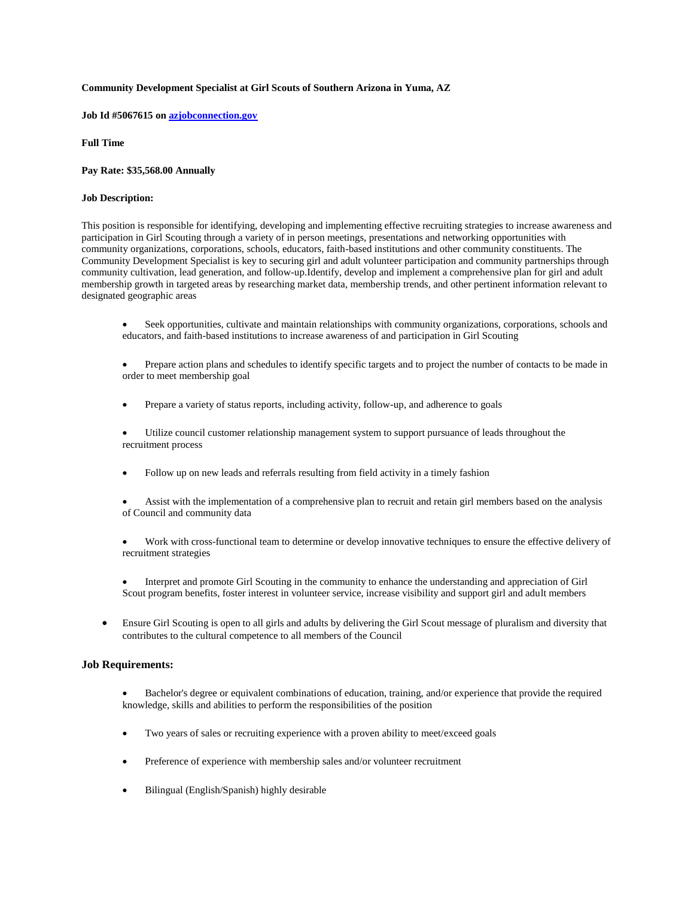**Community Development Specialist at Girl Scouts of Southern Arizona in Yuma, AZ**

**Job Id #5067615 on [azjobconnection.gov](azjobconnection.gov)**

**Full Time**

**Pay Rate: $35,568.00 Annually**

**Job Description:**

This position is responsible for identifying, developing and implementing effective recruiting strategies to increase awareness and participation in Girl Scouting through a variety of in person meetings, presentations and networking opportunities with community organizations, corporations, schools, educators, faith-based institutions and other community constituents. The Community Development Specialist is key to securing girl and adult volunteer participation and community partnerships through community cultivation, lead generation, and follow-up.Identify, develop and implement a comprehensive plan for girl and adult membership growth in targeted areas by researching market data, membership trends, and other pertinent information relevant to designated geographic areas

- Seek opportunities, cultivate and maintain relationships with community organizations, corporations, schools and educators, and faith-based institutions to increase awareness of and participation in Girl Scouting
- Prepare action plans and schedules to identify specific targets and to project the number of contacts to be made in order to meet membership goal
- Prepare a variety of status reports, including activity, follow-up, and adherence to goals
- Utilize council customer relationship management system to support pursuance of leads throughout the recruitment process
- Follow up on new leads and referrals resulting from field activity in a timely fashion
- Assist with the implementation of a comprehensive plan to recruit and retain girl members based on the analysis of Council and community data
- Work with cross-functional team to determine or develop innovative techniques to ensure the effective delivery of recruitment strategies
- Interpret and promote Girl Scouting in the community to enhance the understanding and appreciation of Girl Scout program benefits, foster interest in volunteer service, increase visibility and support girl and adult members
- Ensure Girl Scouting is open to all girls and adults by delivering the Girl Scout message of pluralism and diversity that contributes to the cultural competence to all members of the Council

### Job Requirements:

- Bachelor's degree or equivalent combinations of education, training, and/or experience that provide the required knowledge, skills and abilities to perform the responsibilities of the position
- Two years of sales or recruiting experience with a proven ability to meet/exceed goals
- Preference of experience with membership sales and/or volunteer recruitment
- Bilingual (English/Spanish) highly desirable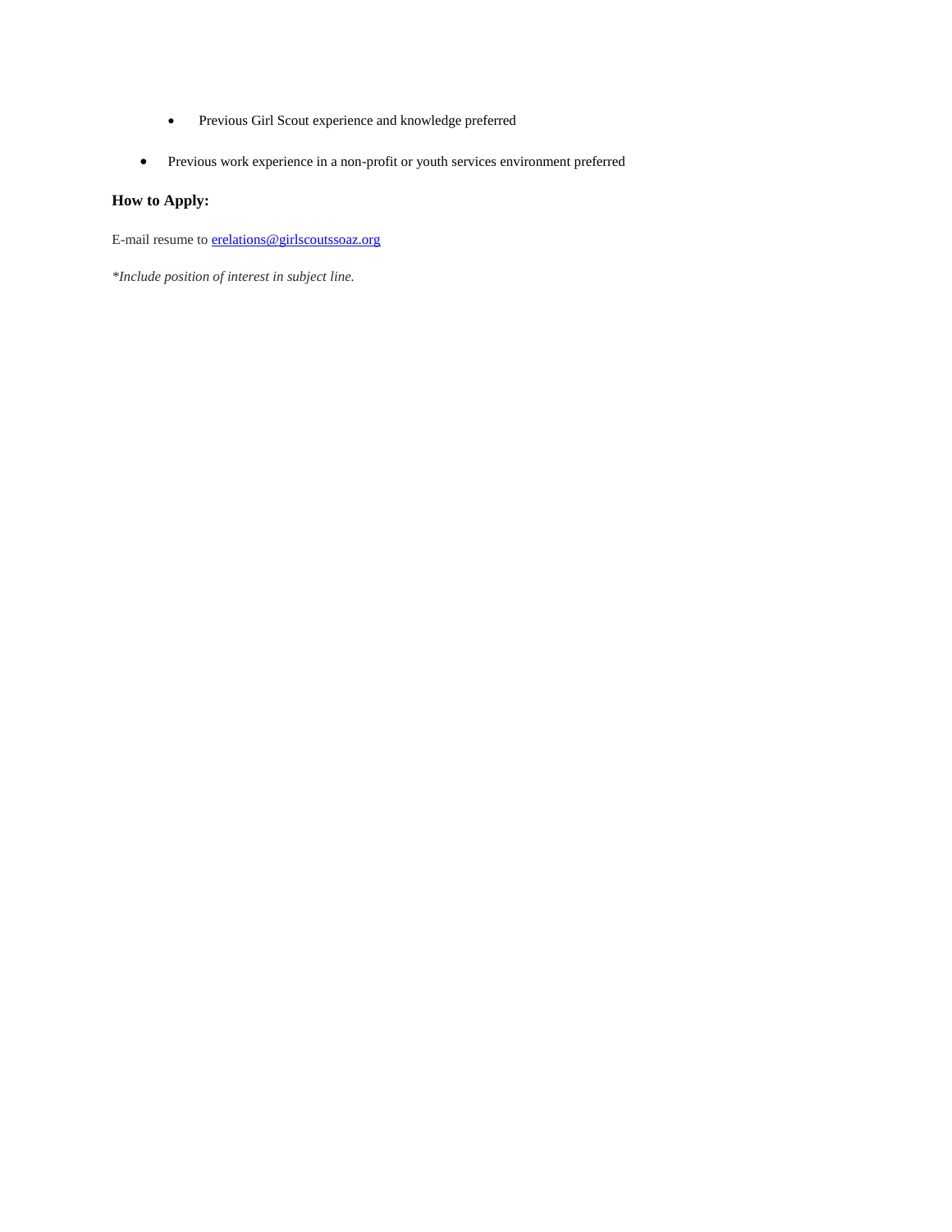- Previous Girl Scout experience and knowledge preferred

- Previous work experience in a non-profit or youth services environment preferred

### How to Apply:

E-mail resume to erelations@girlscoutssoaz.org

*\*Include position of interest in subject line.*